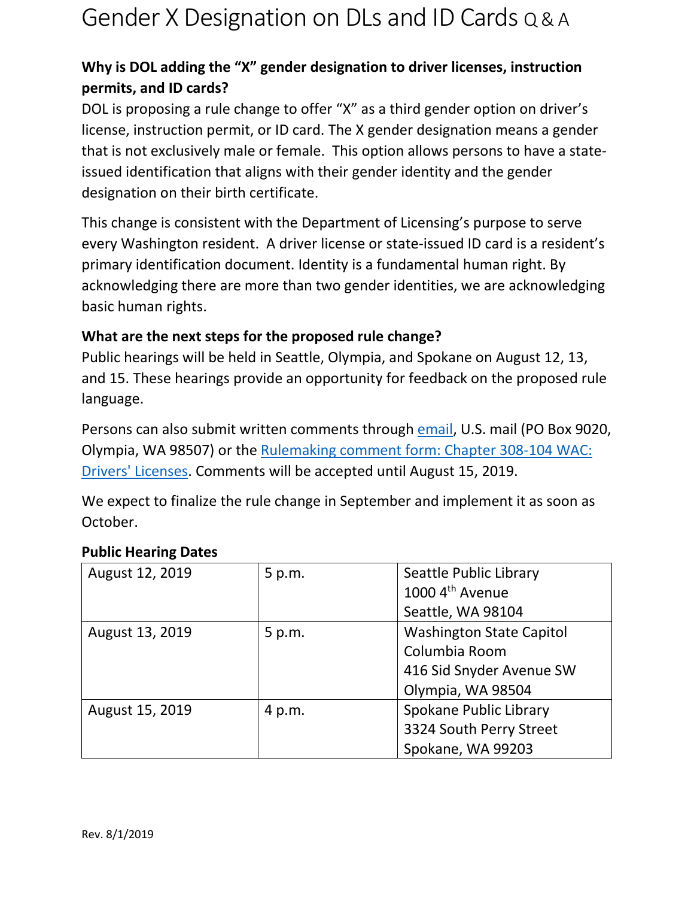# Gender X Designation on DLs and ID Cards Q & A

**Why is DOL adding the "X" gender designation to driver licenses, instruction permits, and ID cards?**

DOL is proposing a rule change to offer "X" as a third gender option on driver's license, instruction permit, or ID card. The X gender designation means a gender that is not exclusively male or female. This option allows persons to have a state-issued identification that aligns with their gender identity and the gender designation on their birth certificate.

This change is consistent with the Department of Licensing's purpose to serve every Washington resident. A driver license or state-issued ID card is a resident's primary identification document. Identity is a fundamental human right. By acknowledging there are more than two gender identities, we are acknowledging basic human rights.

**What are the next steps for the proposed rule change?**

Public hearings will be held in Seattle, Olympia, and Spokane on August 12, 13, and 15. These hearings provide an opportunity for feedback on the proposed rule language.

Persons can also submit written comments through email, U.S. mail (PO Box 9020, Olympia, WA 98507) or the Rulemaking comment form: Chapter 308-104 WAC: Drivers' Licenses. Comments will be accepted until August 15, 2019.

We expect to finalize the rule change in September and implement it as soon as October.

**Public Hearing Dates**

| | | |
|---|---|---|
| August 12, 2019 | 5 p.m. | Seattle Public Library<br>1000 4th Avenue<br>Seattle, WA 98104 |
| August 13, 2019 | 5 p.m. | Washington State Capitol<br>Columbia Room<br>416 Sid Snyder Avenue SW<br>Olympia, WA 98504 |
| August 15, 2019 | 4 p.m. | Spokane Public Library<br>3324 South Perry Street<br>Spokane, WA 99203 |

Rev. 8/1/2019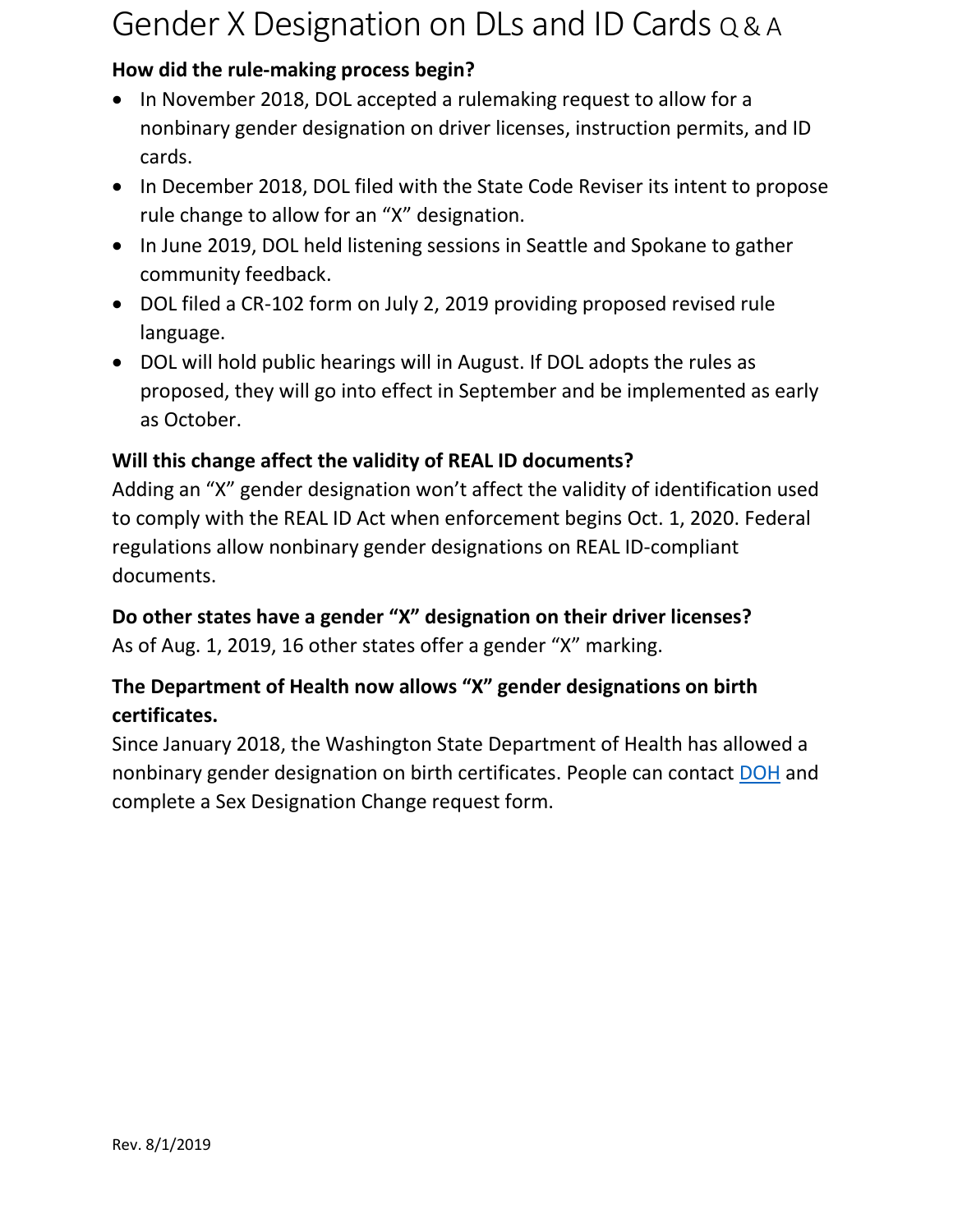# Gender X Designation on DLs and ID Cards Q & A

**How did the rule-making process begin?**

- In November 2018, DOL accepted a rulemaking request to allow for a nonbinary gender designation on driver licenses, instruction permits, and ID cards.
- In December 2018, DOL filed with the State Code Reviser its intent to propose rule change to allow for an "X" designation.
- In June 2019, DOL held listening sessions in Seattle and Spokane to gather community feedback.
- DOL filed a CR-102 form on July 2, 2019 providing proposed revised rule language.
- DOL will hold public hearings will in August. If DOL adopts the rules as proposed, they will go into effect in September and be implemented as early as October.

**Will this change affect the validity of REAL ID documents?**

Adding an "X" gender designation won't affect the validity of identification used to comply with the REAL ID Act when enforcement begins Oct. 1, 2020. Federal regulations allow nonbinary gender designations on REAL ID-compliant documents.

**Do other states have a gender "X" designation on their driver licenses?**

As of Aug. 1, 2019, 16 other states offer a gender "X" marking.

**The Department of Health now allows "X" gender designations on birth certificates.**

Since January 2018, the Washington State Department of Health has allowed a nonbinary gender designation on birth certificates. People can contact DOH and complete a Sex Designation Change request form.

Rev. 8/1/2019